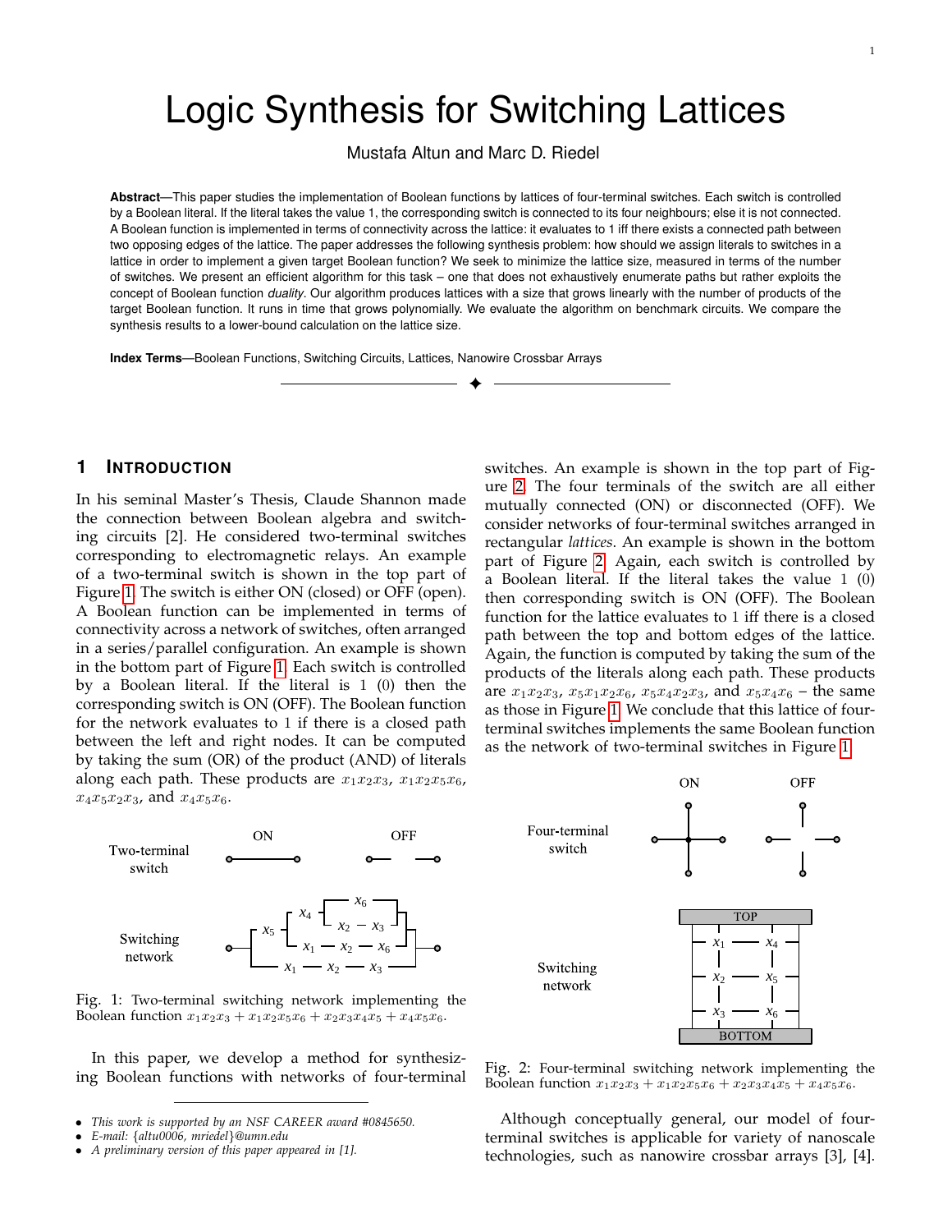# Logic Synthesis for Switching Lattices

Mustafa Altun and Marc D. Riedel

**Abstract**—This paper studies the implementation of Boolean functions by lattices of four-terminal switches. Each switch is controlled by a Boolean literal. If the literal takes the value 1, the corresponding switch is connected to its four neighbours; else it is not connected. A Boolean function is implemented in terms of connectivity across the lattice: it evaluates to 1 iff there exists a connected path between two opposing edges of the lattice. The paper addresses the following synthesis problem: how should we assign literals to switches in a lattice in order to implement a given target Boolean function? We seek to minimize the lattice size, measured in terms of the number of switches. We present an efficient algorithm for this task – one that does not exhaustively enumerate paths but rather exploits the concept of Boolean function *duality*. Our algorithm produces lattices with a size that grows linearly with the number of products of the target Boolean function. It runs in time that grows polynomially. We evaluate the algorithm on benchmark circuits. We compare the synthesis results to a lower-bound calculation on the lattice size.

**Index Terms**—Boolean Functions, Switching Circuits, Lattices, Nanowire Crossbar Arrays

## 1 Introduction

In his seminal Master's Thesis, Claude Shannon made the connection between Boolean algebra and switching circuits [2]. He considered two-terminal switches corresponding to electromagnetic relays. An example of a two-terminal switch is shown in the top part of Figure 1. The switch is either ON (closed) or OFF (open). A Boolean function can be implemented in terms of connectivity across a network of switches, often arranged in a series/parallel configuration. An example is shown in the bottom part of Figure 1. Each switch is controlled by a Boolean literal. If the literal is 1 (0) then the corresponding switch is ON (OFF). The Boolean function for the network evaluates to 1 if there is a closed path between the left and right nodes. It can be computed by taking the sum (OR) of the product (AND) of literals along each path. These products are $x_1x_2x_3$, $x_1x_2x_5x_6$, $x_4x_5x_2x_3$, and $x_4x_5x_6$.

Fig. 1: Two-terminal switching network implementing the Boolean function $x_1x_2x_3 + x_1x_2x_5x_6 + x_2x_3x_4x_5 + x_4x_5x_6$.

In this paper, we develop a method for synthesizing Boolean functions with networks of four-terminal switches. An example is shown in the top part of Figure 2. The four terminals of the switch are all either mutually connected (ON) or disconnected (OFF). We consider networks of four-terminal switches arranged in rectangular *lattices*. An example is shown in the bottom part of Figure 2. Again, each switch is controlled by a Boolean literal. If the literal takes the value 1 (0) then corresponding switch is ON (OFF). The Boolean function for the lattice evaluates to 1 iff there is a closed path between the top and bottom edges of the lattice. Again, the function is computed by taking the sum of the products of the literals along each path. These products are $x_1x_2x_3$, $x_5x_1x_2x_6$, $x_5x_4x_2x_3$, and $x_5x_4x_6$ – the same as those in Figure 1. We conclude that this lattice of four-terminal switches implements the same Boolean function as the network of two-terminal switches in Figure 1.

Fig. 2: Four-terminal switching network implementing the Boolean function $x_1x_2x_3 + x_1x_2x_5x_6 + x_2x_3x_4x_5 + x_4x_5x_6$.

Although conceptually general, our model of four-terminal switches is applicable for variety of nanoscale technologies, such as nanowire crossbar arrays [3], [4].

- *This work is supported by an NSF CAREER award #0845650.*
- *E-mail: {altu0006, mriedel}@umn.edu*
- *A preliminary version of this paper appeared in [1].*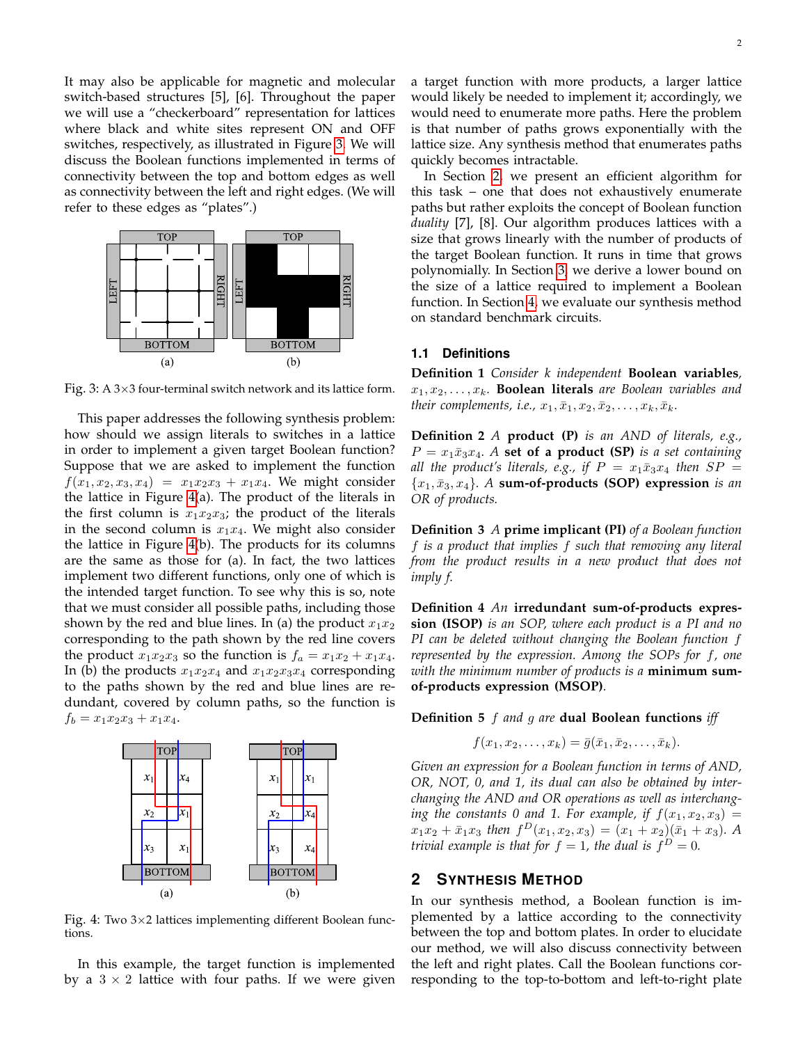It may also be applicable for magnetic and molecular switch-based structures [5], [6]. Throughout the paper we will use a "checkerboard" representation for lattices where black and white sites represent ON and OFF switches, respectively, as illustrated in Figure 3. We will discuss the Boolean functions implemented in terms of connectivity between the top and bottom edges as well as connectivity between the left and right edges. (We will refer to these edges as "plates".)

Fig. 3: A 3×3 four-terminal switch network and its lattice form.

This paper addresses the following synthesis problem: how should we assign literals to switches in a lattice in order to implement a given target Boolean function? Suppose that we are asked to implement the function $f(x_1, x_2, x_3, x_4) = x_1x_2x_3 + x_1x_4$. We might consider the lattice in Figure 4(a). The product of the literals in the first column is $x_1x_2x_3$; the product of the literals in the second column is $x_1x_4$. We might also consider the lattice in Figure 4(b). The products for its columns are the same as those for (a). In fact, the two lattices implement two different functions, only one of which is the intended target function. To see why this is so, note that we must consider all possible paths, including those shown by the red and blue lines. In (a) the product $x_1x_2$ corresponding to the path shown by the red line covers the product $x_1x_2x_3$ so the function is $f_a = x_1x_2 + x_1x_4$. In (b) the products $x_1x_2x_4$ and $x_1x_2x_3x_4$ corresponding to the paths shown by the red and blue lines are redundant, covered by column paths, so the function is $f_b = x_1x_2x_3 + x_1x_4$.

Fig. 4: Two 3×2 lattices implementing different Boolean functions.

In this example, the target function is implemented by a 3 × 2 lattice with four paths. If we were given a target function with more products, a larger lattice would likely be needed to implement it; accordingly, we would need to enumerate more paths. Here the problem is that number of paths grows exponentially with the lattice size. Any synthesis method that enumerates paths quickly becomes intractable.

In Section 2, we present an efficient algorithm for this task – one that does not exhaustively enumerate paths but rather exploits the concept of Boolean function *duality* [7], [8]. Our algorithm produces lattices with a size that grows linearly with the number of products of the target Boolean function. It runs in time that grows polynomially. In Section 3, we derive a lower bound on the size of a lattice required to implement a Boolean function. In Section 4, we evaluate our synthesis method on standard benchmark circuits.

### 1.1 Definitions

**Definition 1** *Consider $k$ independent* **Boolean variables***, $x_1, x_2, \ldots, x_k$.* **Boolean literals** *are Boolean variables and their complements, i.e., $x_1, \bar{x}_1, x_2, \bar{x}_2, \ldots, x_k, \bar{x}_k$.*

**Definition 2** *A* **product (P)** *is an AND of literals, e.g., $P = x_1\bar{x}_3x_4$. A* **set of a product (SP)** *is a set containing all the product's literals, e.g., if $P = x_1\bar{x}_3x_4$ then $SP = \{x_1, \bar{x}_3, x_4\}$. A* **sum-of-products (SOP) expression** *is an OR of products.*

**Definition 3** *A* **prime implicant (PI)** *of a Boolean function $f$ is a product that implies $f$ such that removing any literal from the product results in a new product that does not imply $f$.*

**Definition 4** *An* **irredundant sum-of-products expression (ISOP)** *is an SOP, where each product is a PI and no PI can be deleted without changing the Boolean function $f$ represented by the expression. Among the SOPs for $f$, one with the minimum number of products is a* **minimum sum-of-products expression (MSOP)***.*

**Definition 5** *$f$ and $g$ are* **dual Boolean functions** *iff*

$$f(x_1, x_2, \ldots, x_k) = \bar{g}(\bar{x}_1, \bar{x}_2, \ldots, \bar{x}_k).$$

*Given an expression for a Boolean function in terms of AND, OR, NOT, 0, and 1, its dual can also be obtained by interchanging the AND and OR operations as well as interchanging the constants 0 and 1. For example, if $f(x_1, x_2, x_3) = x_1x_2 + \bar{x}_1x_3$ then $f^D(x_1, x_2, x_3) = (x_1 + x_2)(\bar{x}_1 + x_3)$. A trivial example is that for $f = 1$, the dual is $f^D = 0$.*

## 2 Synthesis Method

In our synthesis method, a Boolean function is implemented by a lattice according to the connectivity between the top and bottom plates. In order to elucidate our method, we will also discuss connectivity between the left and right plates. Call the Boolean functions corresponding to the top-to-bottom and left-to-right plate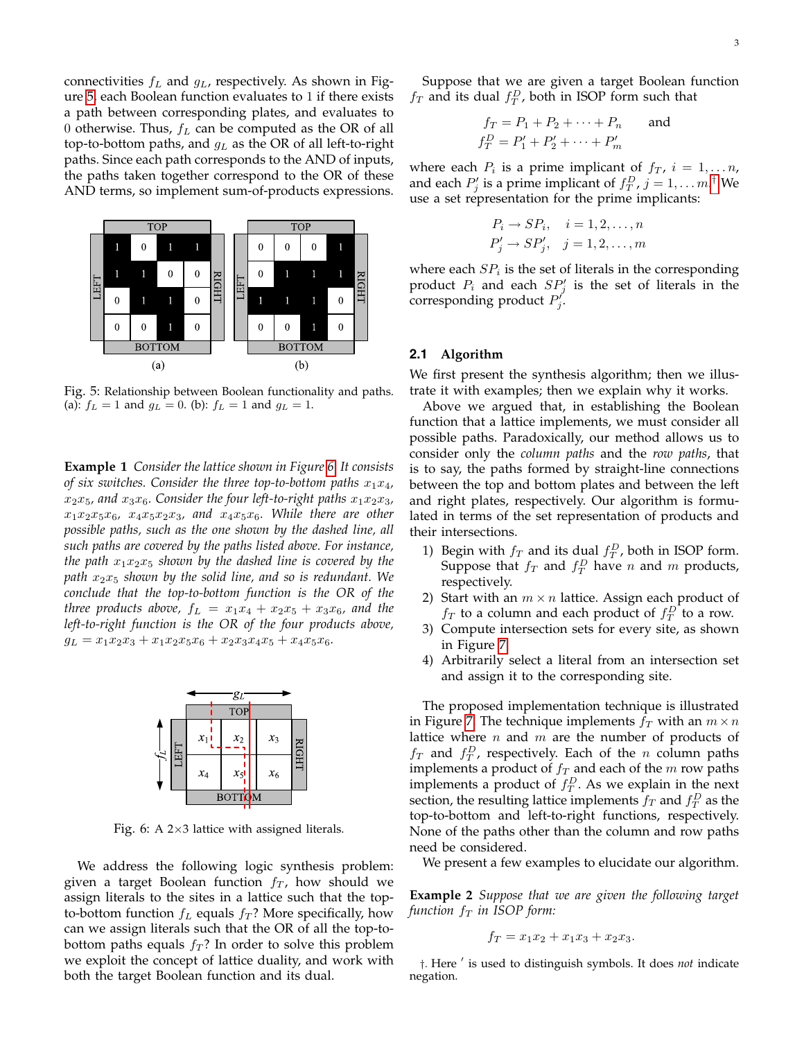connectivities $f_L$ and $g_L$, respectively. As shown in Figure 5, each Boolean function evaluates to 1 if there exists a path between corresponding plates, and evaluates to 0 otherwise. Thus, $f_L$ can be computed as the OR of all top-to-bottom paths, and $g_L$ as the OR of all left-to-right paths. Since each path corresponds to the AND of inputs, the paths taken together correspond to the OR of these AND terms, so implement sum-of-products expressions.

Fig. 5: Relationship between Boolean functionality and paths. (a): $f_L = 1$ and $g_L = 0$. (b): $f_L = 1$ and $g_L = 1$.

**Example 1** *Consider the lattice shown in Figure 6. It consists of six switches. Consider the three top-to-bottom paths $x_1x_4$, $x_2x_5$, and $x_3x_6$. Consider the four left-to-right paths $x_1x_2x_3$, $x_1x_2x_5x_6$, $x_4x_5x_2x_3$, and $x_4x_5x_6$. While there are other possible paths, such as the one shown by the dashed line, all such paths are covered by the paths listed above. For instance, the path $x_1x_2x_5$ shown by the dashed line is covered by the path $x_2x_5$ shown by the solid line, and so is redundant. We conclude that the top-to-bottom function is the OR of the three products above, $f_L = x_1x_4 + x_2x_5 + x_3x_6$, and the left-to-right function is the OR of the four products above, $g_L = x_1x_2x_3 + x_1x_2x_5x_6 + x_2x_3x_4x_5 + x_4x_5x_6$.*

Fig. 6: A 2×3 lattice with assigned literals.

We address the following logic synthesis problem: given a target Boolean function $f_T$, how should we assign literals to the sites in a lattice such that the top-to-bottom function $f_L$ equals $f_T$? More specifically, how can we assign literals such that the OR of all the top-to-bottom paths equals $f_T$? In order to solve this problem we exploit the concept of lattice duality, and work with both the target Boolean function and its dual.

Suppose that we are given a target Boolean function $f_T$ and its dual $f_T^D$, both in ISOP form such that

$$f_T = P_1 + P_2 + \cdots + P_n \qquad \text{and}$$
$$f_T^D = P'_1 + P'_2 + \cdots + P'_m$$

where each $P_i$ is a prime implicant of $f_T$, $i = 1, \ldots n$, and each $P'_j$ is a prime implicant of $f_T^D$, $j = 1, \ldots m$.† We use a set representation for the prime implicants:

$$P_i \rightarrow SP_i, \quad i = 1, 2, \ldots, n$$
$$P'_j \rightarrow SP'_j, \quad j = 1, 2, \ldots, m$$

where each $SP_i$ is the set of literals in the corresponding product $P_i$ and each $SP'_j$ is the set of literals in the corresponding product $P'_j$.

### 2.1 Algorithm

We first present the synthesis algorithm; then we illustrate it with examples; then we explain why it works.

Above we argued that, in establishing the Boolean function that a lattice implements, we must consider all possible paths. Paradoxically, our method allows us to consider only the *column paths* and the *row paths*, that is to say, the paths formed by straight-line connections between the top and bottom plates and between the left and right plates, respectively. Our algorithm is formulated in terms of the set representation of products and their intersections.

1) Begin with $f_T$ and its dual $f_T^D$, both in ISOP form. Suppose that $f_T$ and $f_T^D$ have $n$ and $m$ products, respectively.
2) Start with an $m \times n$ lattice. Assign each product of $f_T$ to a column and each product of $f_T^D$ to a row.
3) Compute intersection sets for every site, as shown in Figure 7.
4) Arbitrarily select a literal from an intersection set and assign it to the corresponding site.

The proposed implementation technique is illustrated in Figure 7. The technique implements $f_T$ with an $m \times n$ lattice where $n$ and $m$ are the number of products of $f_T$ and $f_T^D$, respectively. Each of the $n$ column paths implements a product of $f_T$ and each of the $m$ row paths implements a product of $f_T^D$. As we explain in the next section, the resulting lattice implements $f_T$ and $f_T^D$ as the top-to-bottom and left-to-right functions, respectively. None of the paths other than the column and row paths need be considered.

We present a few examples to elucidate our algorithm.

**Example 2** *Suppose that we are given the following target function $f_T$ in ISOP form:*

$$f_T = x_1x_2 + x_1x_3 + x_2x_3.$$

†. Here ′ is used to distinguish symbols. It does *not* indicate negation.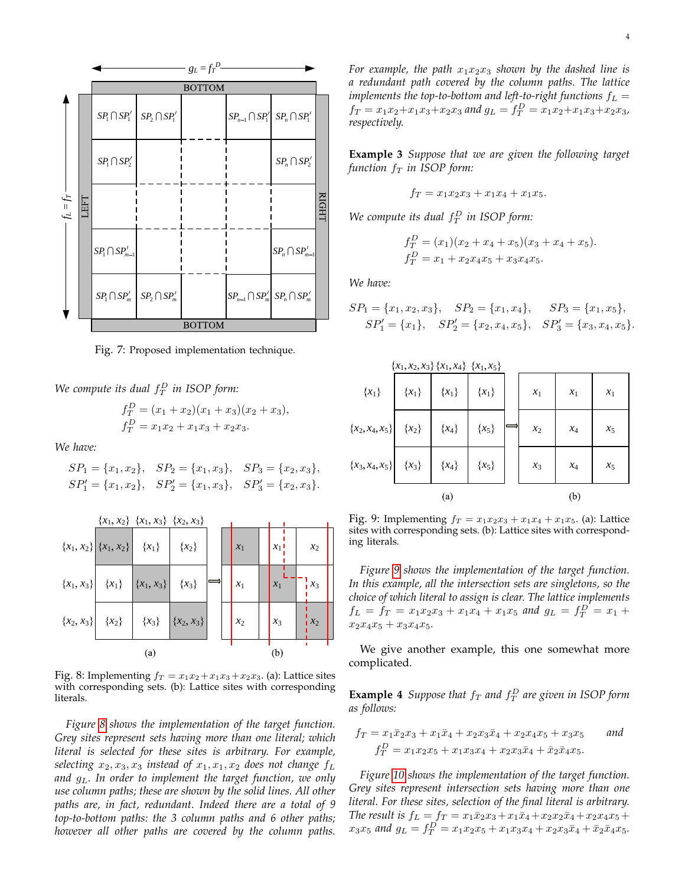Fig. 7: Proposed implementation technique.

*We compute its dual $f_T^D$ in ISOP form:*

$$f_T^D = (x_1 + x_2)(x_1 + x_3)(x_2 + x_3),$$
$$f_T^D = x_1x_2 + x_1x_3 + x_2x_3.$$

*We have:*

$$SP_1 = \{x_1, x_2\}, \quad SP_2 = \{x_1, x_3\}, \quad SP_3 = \{x_2, x_3\},$$
$$SP'_1 = \{x_1, x_2\}, \quad SP'_2 = \{x_1, x_3\}, \quad SP'_3 = \{x_2, x_3\}.$$

| | $\{x_1, x_2\}$ | $\{x_1, x_3\}$ | $\{x_2, x_3\}$ |
|---|---|---|---|
| $\{x_1, x_2\}$ | $\{x_1, x_2\}$ | $\{x_1\}$ | $\{x_2\}$ |
| $\{x_1, x_3\}$ | $\{x_1\}$ | $\{x_1, x_3\}$ | $\{x_3\}$ |
| $\{x_2, x_3\}$ | $\{x_2\}$ | $\{x_3\}$ | $\{x_2, x_3\}$ |

(a)

| | | |
|---|---|---|
| $x_1$ | $x_1$ | $x_2$ |
| $x_1$ | $x_1$ | $x_3$ |
| $x_2$ | $x_3$ | $x_2$ |

(b)

Fig. 8: Implementing $f_T = x_1x_2 + x_1x_3 + x_2x_3$. (a): Lattice sites with corresponding sets. (b): Lattice sites with corresponding literals.

*Figure 8 shows the implementation of the target function. Grey sites represent sets having more than one literal; which literal is selected for these sites is arbitrary. For example, selecting $x_2, x_3, x_3$ instead of $x_1, x_1, x_2$ does not change $f_L$ and $g_L$. In order to implement the target function, we only use column paths; these are shown by the solid lines. All other paths are, in fact, redundant. Indeed there are a total of 9 top-to-bottom paths: the 3 column paths and 6 other paths; however all other paths are covered by the column paths. For example, the path $x_1x_2x_3$ shown by the dashed line is a redundant path covered by the column paths. The lattice implements the top-to-bottom and left-to-right functions $f_L = f_T = x_1x_2 + x_1x_3 + x_2x_3$ and $g_L = f_T^D = x_1x_2 + x_1x_3 + x_2x_3$, respectively.*

**Example 3** *Suppose that we are given the following target function $f_T$ in ISOP form:*

$$f_T = x_1x_2x_3 + x_1x_4 + x_1x_5.$$

*We compute its dual $f_T^D$ in ISOP form:*

$$f_T^D = (x_1)(x_2 + x_4 + x_5)(x_3 + x_4 + x_5).$$
$$f_T^D = x_1 + x_2x_4x_5 + x_3x_4x_5.$$

*We have:*

$$SP_1 = \{x_1, x_2, x_3\}, \quad SP_2 = \{x_1, x_4\}, \quad SP_3 = \{x_1, x_5\},$$
$$SP'_1 = \{x_1\}, \quad SP'_2 = \{x_2, x_4, x_5\}, \quad SP'_3 = \{x_3, x_4, x_5\}.$$

| | $\{x_1, x_2, x_3\}$ | $\{x_1, x_4\}$ | $\{x_1, x_5\}$ |
|---|---|---|---|
| $\{x_1\}$ | $\{x_1\}$ | $\{x_1\}$ | $\{x_1\}$ |
| $\{x_2, x_4, x_5\}$ | $\{x_2\}$ | $\{x_4\}$ | $\{x_5\}$ |
| $\{x_3, x_4, x_5\}$ | $\{x_3\}$ | $\{x_4\}$ | $\{x_5\}$ |

(a)

| | | |
|---|---|---|
| $x_1$ | $x_1$ | $x_1$ |
| $x_2$ | $x_4$ | $x_5$ |
| $x_3$ | $x_4$ | $x_5$ |

(b)

Fig. 9: Implementing $f_T = x_1x_2x_3 + x_1x_4 + x_1x_5$. (a): Lattice sites with corresponding sets. (b): Lattice sites with corresponding literals.

*Figure 9 shows the implementation of the target function. In this example, all the intersection sets are singletons, so the choice of which literal to assign is clear. The lattice implements $f_L = f_T = x_1x_2x_3 + x_1x_4 + x_1x_5$ and $g_L = f_T^D = x_1 + x_2x_4x_5 + x_3x_4x_5$.*

We give another example, this one somewhat more complicated.

**Example 4** *Suppose that $f_T$ and $f_T^D$ are given in ISOP form as follows:*

$$f_T = x_1\bar{x}_2x_3 + x_1\bar{x}_4 + x_2x_3\bar{x}_4 + x_2x_4x_5 + x_3x_5 \quad \text{and}$$
$$f_T^D = x_1x_2x_5 + x_1x_3x_4 + x_2x_3\bar{x}_4 + \bar{x}_2\bar{x}_4x_5.$$

*Figure 10 shows the implementation of the target function. Grey sites represent intersection sets having more than one literal. For these sites, selection of the final literal is arbitrary. The result is $f_L = f_T = x_1\bar{x}_2x_3 + x_1\bar{x}_4 + x_2x_3\bar{x}_4 + x_2x_4x_5 + x_3x_5$ and $g_L = f_T^D = x_1x_2x_5 + x_1x_3x_4 + x_2x_3\bar{x}_4 + \bar{x}_2\bar{x}_4x_5$.*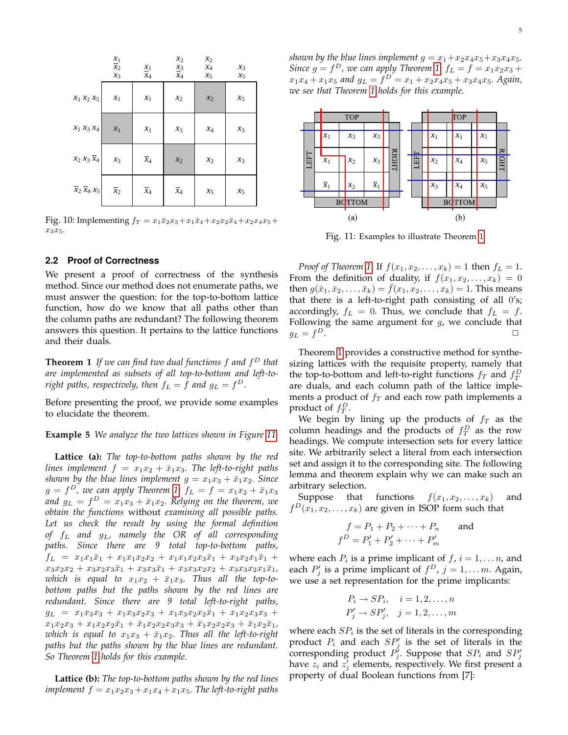|  | $x_1$ $\bar{x}_2$ $x_3$ | $x_1$ $\bar{x}_4$ | $x_2$ $x_3$ $\bar{x}_4$ | $x_2$ $x_4$ $x_5$ | $x_3$ $x_5$ |
|---|---|---|---|---|---|
| $x_1\ x_2\ x_5$ | $x_1$ | $x_1$ | $x_2$ | $x_2$ | $x_5$ |
| $x_1\ x_3\ x_4$ | $x_1$ | $x_1$ | $x_3$ | $x_4$ | $x_3$ |
| $x_2\ x_3\ \bar{x}_4$ | $x_3$ | $\bar{x}_4$ | $x_2$ | $x_2$ | $x_3$ |
| $\bar{x}_2\ \bar{x}_4\ x_5$ | $\bar{x}_2$ | $\bar{x}_4$ | $\bar{x}_4$ | $x_5$ | $x_5$ |

Fig. 10: Implementing $f_T = x_1\bar{x}_2x_3 + x_1\bar{x}_4 + x_2x_2\bar{x}_4 + x_2x_4x_5 + x_3x_5$.

### 2.2 Proof of Correctness

We present a proof of correctness of the synthesis method. Since our method does not enumerate paths, we must answer the question: for the top-to-bottom lattice function, how do we know that all paths other than the column paths are redundant? The following theorem answers this question. It pertains to the lattice functions and their duals.

**Theorem 1** *If we can find two dual functions $f$ and $f^D$ that are implemented as subsets of all top-to-bottom and left-to-right paths, respectively, then $f_L = f$ and $g_L = f^D$.*

Before presenting the proof, we provide some examples to elucidate the theorem.

**Example 5** *We analyze the two lattices shown in Figure 11.*

**Lattice (a):** *The top-to-bottom paths shown by the red lines implement $f = x_1x_2 + \bar{x}_1x_3$. The left-to-right paths shown by the blue lines implement $g = x_1x_3 + \bar{x}_1x_2$. Since $g = f^D$, we can apply Theorem 1: $f_L = f = x_1x_2 + \bar{x}_1x_3$ and $g_L = f^D = x_1x_3 + \bar{x}_1x_2$. Relying on the theorem, we obtain the functions* without *examining all possible paths. Let us check the result by using the formal definition of $f_L$ and $g_L$, namely the OR of all corresponding paths. Since there are 9 total top-to-bottom paths, $f_L = x_1x_1\bar{x}_1 + x_1x_1x_2x_2 + x_1x_1x_2x_3\bar{x}_1 + x_3x_2x_1\bar{x}_1 + x_3x_2x_2 + x_3x_2x_3\bar{x}_1 + x_3x_3\bar{x}_1 + x_3x_3x_2x_2 + x_3x_3x_2x_1\bar{x}_1$, which is equal to $x_1x_2 + \bar{x}_1x_3$. Thus all the top-to-bottom paths but the paths shown by the red lines are redundant. Since there are 9 total left-to-right paths, $g_L = x_1x_3x_3 + x_1x_3x_2x_3 + x_1x_3x_2x_2\bar{x}_1 + x_1x_2x_3x_3 + x_1x_2x_3 + x_1x_2x_2\bar{x}_1 + \bar{x}_1x_2x_2x_3x_3 + \bar{x}_1x_2x_2x_3 + \bar{x}_1x_2\bar{x}_1$, which is equal to $x_1x_3 + \bar{x}_1x_2$. Thus all the left-to-right paths but the paths shown by the blue lines are redundant. So Theorem 1 holds for this example.*

**Lattice (b):** *The top-to-bottom paths shown by the red lines implement $f = x_1x_2x_3 + x_1x_4 + x_1x_5$. The left-to-right paths shown by the blue lines implement $g = x_1 + x_2x_4x_5 + x_3x_4x_5$. Since $g = f^D$, we can apply Theorem 1: $f_L = f = x_1x_2x_3 + x_1x_4 + x_1x_5$ and $g_L = f^D = x_1 + x_2x_4x_5 + x_3x_4x_5$. Again, we see that Theorem 1 holds for this example.*

(a)

|  |  |  |
|---|---|---|
| $x_1$ | $x_3$ | $x_3$ |
| $x_1$ | $x_2$ | $x_3$ |
| $\bar{x}_1$ | $x_2$ | $\bar{x}_1$ |

(b)

|  |  |  |
|---|---|---|
| $x_1$ | $x_1$ | $x_1$ |
| $x_2$ | $x_4$ | $x_5$ |
| $x_3$ | $x_4$ | $x_5$ |

Fig. 11: Examples to illustrate Theorem 1

*Proof of Theorem 1:* If $f(x_1, x_2, \ldots, x_k) = 1$ then $f_L = 1$. From the definition of duality, if $f(x_1, x_2, \ldots, x_k) = 0$ then $g(\bar{x}_1, \bar{x}_2, \ldots, \bar{x}_k) = \bar{f}(x_1, x_2, \ldots, x_k) = 1$. This means that there is a left-to-right path consisting of all 0's; accordingly, $f_L = 0$. Thus, we conclude that $f_L = f$. Following the same argument for $g$, we conclude that $g_L = f^D$. □

Theorem 1 provides a constructive method for synthesizing lattices with the requisite property, namely that the top-to-bottom and left-to-right functions $f_T$ and $f_T^D$ are duals, and each column path of the lattice implements a product of $f_T$ and each row path implements a product of $f_T^D$.

We begin by lining up the products of $f_T$ as the column headings and the products of $f_T^D$ as the row headings. We compute intersection sets for every lattice site. We arbitrarily select a literal from each intersection set and assign it to the corresponding site. The following lemma and theorem explain why we can make such an arbitrary selection.

Suppose that functions $f(x_1, x_2, \ldots, x_k)$ and $f^D(x_1, x_2, \ldots, x_k)$ are given in ISOP form such that

$$f = P_1 + P_2 + \cdots + P_n \quad \text{and}$$
$$f^D = P'_1 + P'_2 + \cdots + P'_m$$

where each $P_i$ is a prime implicant of $f$, $i = 1, \ldots n$, and each $P'_j$ is a prime implicant of $f^D$, $j = 1, \ldots m$. Again, we use a set representation for the prime implicants:

$$P_i \rightarrow SP_i, \quad i = 1, 2, \ldots, n$$
$$P'_j \rightarrow SP'_j, \quad j = 1, 2, \ldots, m$$

where each $SP_i$ is the set of literals in the corresponding product $P_i$ and each $SP'_j$ is the set of literals in the corresponding product $P'_j$. Suppose that $SP_i$ and $SP'_j$ have $z_i$ and $z'_j$ elements, respectively. We first present a property of dual Boolean functions from [7]: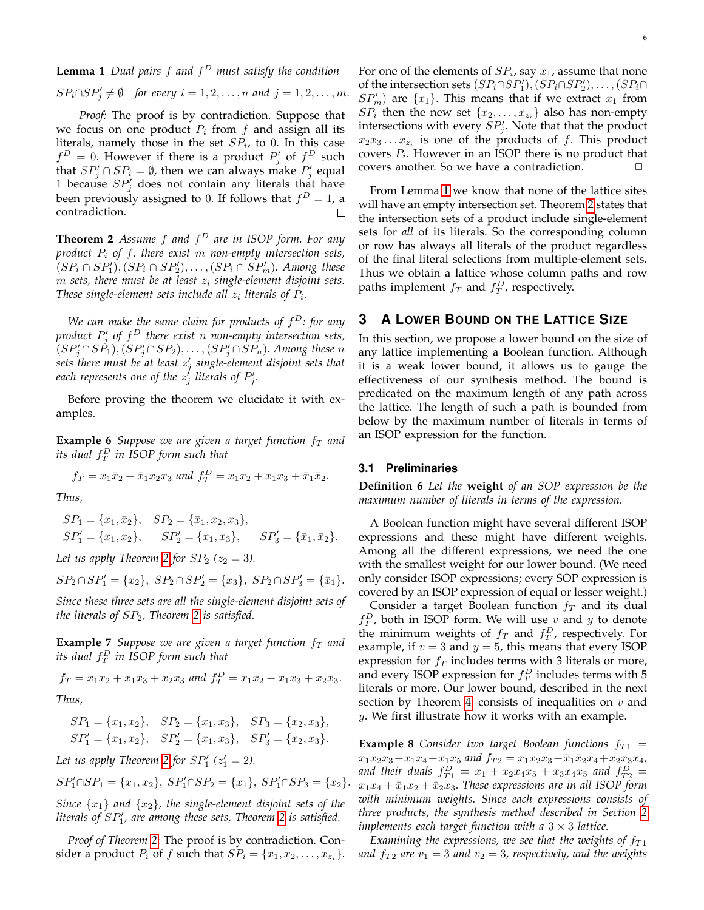**Lemma 1** *Dual pairs $f$ and $f^D$ must satisfy the condition*

$$SP_i \cap SP'_j \neq \emptyset \quad \text{for every } i = 1, 2, \ldots, n \text{ and } j = 1, 2, \ldots, m.$$

*Proof:* The proof is by contradiction. Suppose that we focus on one product $P_i$ from $f$ and assign all its literals, namely those in the set $SP_i$, to 0. In this case $f^D = 0$. However if there is a product $P'_j$ of $f^D$ such that $SP'_j \cap SP_i = \emptyset$, then we can always make $P'_j$ equal 1 because $SP'_j$ does not contain any literals that have been previously assigned to 0. If follows that $f^D = 1$, a contradiction. □

**Theorem 2** *Assume $f$ and $f^D$ are in ISOP form. For any product $P_i$ of $f$, there exist $m$ non-empty intersection sets, $(SP_i \cap SP'_1), (SP_i \cap SP'_2), \ldots, (SP_i \cap SP'_m)$. Among these $m$ sets, there must be at least $z_i$ single-element disjoint sets. These single-element sets include all $z_i$ literals of $P_i$.*

*We can make the same claim for products of $f^D$: for any product $P'_j$ of $f^D$ there exist $n$ non-empty intersection sets, $(SP'_j \cap SP_1), (SP'_j \cap SP_2), \ldots, (SP'_j \cap SP_n)$. Among these $n$ sets there must be at least $z'_j$ single-element disjoint sets that each represents one of the $z'_j$ literals of $P'_j$.*

Before proving the theorem we elucidate it with examples.

**Example 6** *Suppose we are given a target function $f_T$ and its dual $f_T^D$ in ISOP form such that*

$$f_T = x_1\bar{x}_2 + \bar{x}_1x_2x_3 \text{ and } f_T^D = x_1x_2 + x_1x_3 + \bar{x}_1\bar{x}_2.$$

*Thus,*

$$SP_1 = \{x_1, \bar{x}_2\}, \quad SP_2 = \{\bar{x}_1, x_2, x_3\},$$
$$SP'_1 = \{x_1, x_2\}, \quad SP'_2 = \{x_1, x_3\}, \quad SP'_3 = \{\bar{x}_1, \bar{x}_2\}.$$

*Let us apply Theorem 2 for $SP_2$ ($z_2 = 3$).*

$$SP_2 \cap SP'_1 = \{x_2\},\ SP_2 \cap SP'_2 = \{x_3\},\ SP_2 \cap SP'_3 = \{\bar{x}_1\}.$$

*Since these three sets are all the single-element disjoint sets of the literals of $SP_2$, Theorem 2 is satisfied.*

**Example 7** *Suppose we are given a target function $f_T$ and its dual $f_T^D$ in ISOP form such that*

$$f_T = x_1x_2 + x_1x_3 + x_2x_3 \text{ and } f_T^D = x_1x_2 + x_1x_3 + x_2x_3.$$

*Thus,*

$$SP_1 = \{x_1, x_2\}, \quad SP_2 = \{x_1, x_3\}, \quad SP_3 = \{x_2, x_3\},$$
$$SP'_1 = \{x_1, x_2\}, \quad SP'_2 = \{x_1, x_3\}, \quad SP'_3 = \{x_2, x_3\}.$$

*Let us apply Theorem 2 for $SP'_1$ ($z'_1 = 2$).*

$$SP'_1 \cap SP_1 = \{x_1, x_2\},\ SP'_1 \cap SP_2 = \{x_1\},\ SP'_1 \cap SP_3 = \{x_2\}.$$

*Since $\{x_1\}$ and $\{x_2\}$, the single-element disjoint sets of the literals of $SP'_1$, are among these sets, Theorem 2 is satisfied.*

*Proof of Theorem 2.* The proof is by contradiction. Consider a product $P_i$ of $f$ such that $SP_i = \{x_1, x_2, \ldots, x_{z_i}\}$. For one of the elements of $SP_i$, say $x_1$, assume that none of the intersection sets $(SP_i \cap SP'_1), (SP_i \cap SP'_2), \ldots, (SP_i \cap SP'_m)$ are $\{x_1\}$. This means that if we extract $x_1$ from $SP_i$ then the new set $\{x_2, \ldots, x_{z_i}\}$ also has non-empty intersections with every $SP'_j$. Note that that the product $x_2x_3 \ldots x_{z_i}$ is one of the products of $f$. This product covers $P_i$. However in an ISOP there is no product that covers another. So we have a contradiction. □

From Lemma 1 we know that none of the lattice sites will have an empty intersection set. Theorem 2 states that the intersection sets of a product include single-element sets for *all* of its literals. So the corresponding column or row has always all literals of the product regardless of the final literal selections from multiple-element sets. Thus we obtain a lattice whose column paths and row paths implement $f_T$ and $f_T^D$, respectively.

## 3 A Lower Bound on the Lattice Size

In this section, we propose a lower bound on the size of any lattice implementing a Boolean function. Although it is a weak lower bound, it allows us to gauge the effectiveness of our synthesis method. The bound is predicated on the maximum length of any path across the lattice. The length of such a path is bounded from below by the maximum number of literals in terms of an ISOP expression for the function.

### 3.1 Preliminaries

**Definition 6** *Let the* **weight** *of an SOP expression be the maximum number of literals in terms of the expression.*

A Boolean function might have several different ISOP expressions and these might have different weights. Among all the different expressions, we need the one with the smallest weight for our lower bound. (We need only consider ISOP expressions; every SOP expression is covered by an ISOP expression of equal or lesser weight.)

Consider a target Boolean function $f_T$ and its dual $f_T^D$, both in ISOP form. We will use $v$ and $y$ to denote the minimum weights of $f_T$ and $f_T^D$, respectively. For example, if $v = 3$ and $y = 5$, this means that every ISOP expression for $f_T$ includes terms with 3 literals or more, and every ISOP expression for $f_T^D$ includes terms with 5 literals or more. Our lower bound, described in the next section by Theorem 4, consists of inequalities on $v$ and $y$. We first illustrate how it works with an example.

**Example 8** *Consider two target Boolean functions $f_{T1} = x_1x_2x_3 + x_1x_4 + x_1x_5$ and $f_{T2} = x_1x_2x_3 + \bar{x}_1\bar{x}_2x_4 + x_2x_3x_4$, and their duals $f_{T1}^D = x_1 + x_2x_4x_5 + x_3x_4x_5$ and $f_{T2}^D = x_1x_4 + \bar{x}_1x_2 + \bar{x}_2x_3$. These expressions are in all ISOP form with minimum weights. Since each expressions consists of three products, the synthesis method described in Section 2 implements each target function with a $3 \times 3$ lattice.*

*Examining the expressions, we see that the weights of $f_{T1}$ and $f_{T2}$ are $v_1 = 3$ and $v_2 = 3$, respectively, and the weights*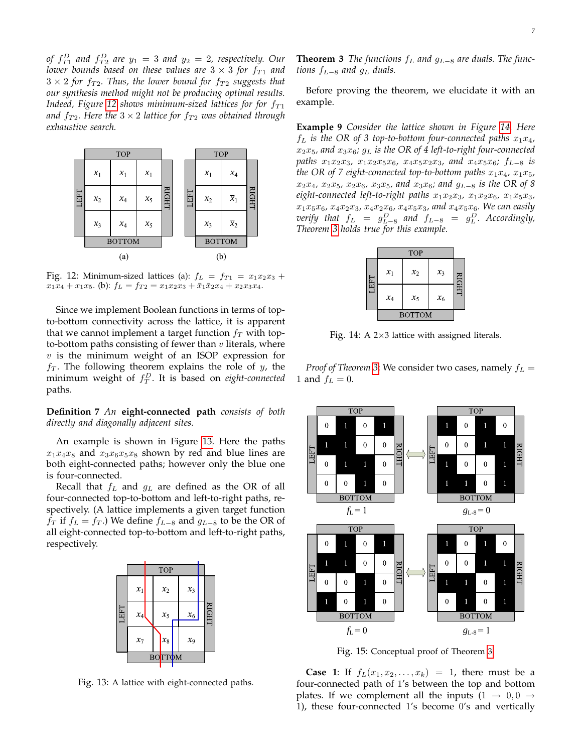of $f_{T1}^D$ and $f_{T2}^D$ are $y_1 = 3$ and $y_2 = 2$, respectively. Our lower bounds based on these values are $3 \times 3$ for $f_{T1}$ and $3 \times 2$ for $f_{T2}$. Thus, the lower bound for $f_{T2}$ suggests that our synthesis method might not be producing optimal results. Indeed, Figure 12 shows minimum-sized lattices for for $f_{T1}$ and $f_{T2}$. Here the $3 \times 2$ lattice for $f_{T2}$ was obtained through exhaustive search.

Fig. 12: Minimum-sized lattices (a): $f_L = f_{T1} = x_1x_2x_3 + x_1x_4 + x_1x_5$. (b): $f_L = f_{T2} = x_1x_2x_3 + \bar{x}_1\bar{x}_2x_4 + x_2x_3x_4$.

Since we implement Boolean functions in terms of top-to-bottom connectivity across the lattice, it is apparent that we cannot implement a target function $f_T$ with top-to-bottom paths consisting of fewer than $v$ literals, where $v$ is the minimum weight of an ISOP expression for $f_T$. The following theorem explains the role of $y$, the minimum weight of $f_T^D$. It is based on *eight-connected* paths.

**Definition 7** *An* **eight-connected path** *consists of both directly and diagonally adjacent sites.*

An example is shown in Figure 13. Here the paths $x_1x_4x_8$ and $x_3x_6x_5x_8$ shown by red and blue lines are both eight-connected paths; however only the blue one is four-connected.

Recall that $f_L$ and $g_L$ are defined as the OR of all four-connected top-to-bottom and left-to-right paths, respectively. (A lattice implements a given target function $f_T$ if $f_L = f_T$.) We define $f_{L-8}$ and $g_{L-8}$ to be the OR of all eight-connected top-to-bottom and left-to-right paths, respectively.

Fig. 13: A lattice with eight-connected paths.

**Theorem 3** *The functions $f_L$ and $g_{L-8}$ are duals. The functions $f_{L-8}$ and $g_L$ duals.*

Before proving the theorem, we elucidate it with an example.

**Example 9** *Consider the lattice shown in Figure 14. Here $f_L$ is the OR of 3 top-to-bottom four-connected paths $x_1x_4$, $x_2x_5$, and $x_3x_6$; $g_L$ is the OR of 4 left-to-right four-connected paths $x_1x_2x_3$, $x_1x_2x_5x_6$, $x_4x_5x_2x_3$, and $x_4x_5x_6$; $f_{L-8}$ is the OR of 7 eight-connected top-to-bottom paths $x_1x_4$, $x_1x_5$, $x_2x_4$, $x_2x_5$, $x_2x_6$, $x_3x_5$, and $x_3x_6$; and $g_{L-8}$ is the OR of 8 eight-connected left-to-right paths $x_1x_2x_3$, $x_1x_2x_6$, $x_1x_5x_3$, $x_1x_5x_6$, $x_4x_2x_3$, $x_4x_2x_6$, $x_4x_5x_3$, and $x_4x_5x_6$. We can easily verify that $f_L = g_{L-8}^D$ and $f_{L-8} = g_L^D$. Accordingly, Theorem 3 holds true for this example.*

Fig. 14: A 2×3 lattice with assigned literals.

*Proof of Theorem 3:* We consider two cases, namely $f_L = 1$ and $f_L = 0$.

Fig. 15: Conceptual proof of Theorem 3.

**Case 1**: If $f_L(x_1, x_2, \ldots, x_k) = 1$, there must be a four-connected path of 1's between the top and bottom plates. If we complement all the inputs ($1 \rightarrow 0, 0 \rightarrow 1$), these four-connected 1's become 0's and vertically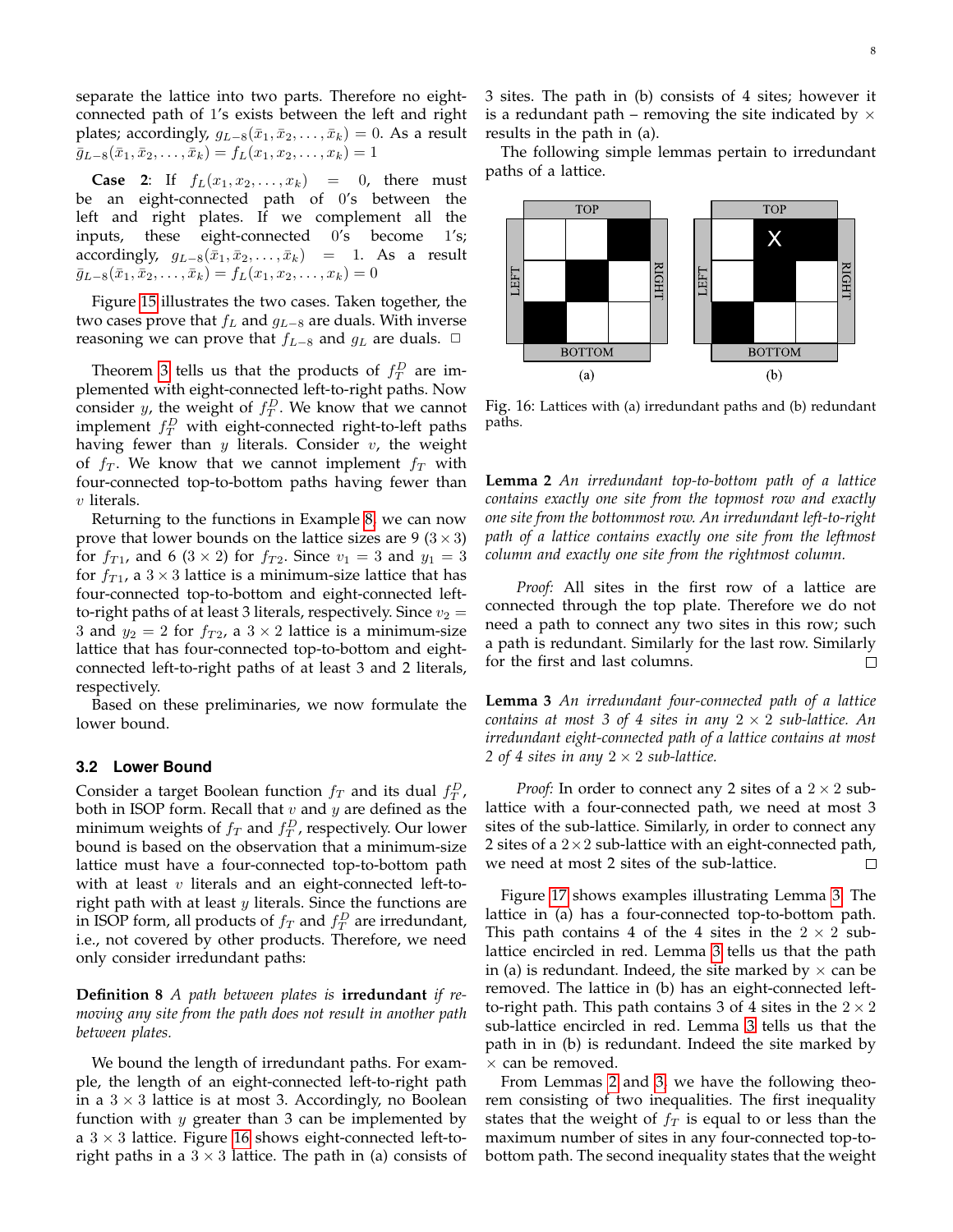separate the lattice into two parts. Therefore no eight-connected path of 1's exists between the left and right plates; accordingly, $g_{L-8}(\bar{x}_1, \bar{x}_2, \ldots, \bar{x}_k) = 0$. As a result $\bar{g}_{L-8}(\bar{x}_1, \bar{x}_2, \ldots, \bar{x}_k) = f_L(x_1, x_2, \ldots, x_k) = 1$

**Case 2**: If $f_L(x_1, x_2, \ldots, x_k) = 0$, there must be an eight-connected path of 0's between the left and right plates. If we complement all the inputs, these eight-connected 0's become 1's; accordingly, $g_{L-8}(\bar{x}_1, \bar{x}_2, \ldots, \bar{x}_k) = 1$. As a result $\bar{g}_{L-8}(\bar{x}_1, \bar{x}_2, \ldots, \bar{x}_k) = f_L(x_1, x_2, \ldots, x_k) = 0$

Figure 15 illustrates the two cases. Taken together, the two cases prove that $f_L$ and $g_{L-8}$ are duals. With inverse reasoning we can prove that $f_{L-8}$ and $g_L$ are duals. □

Theorem 3 tells us that the products of $f_T^D$ are implemented with eight-connected left-to-right paths. Now consider $y$, the weight of $f_T^D$. We know that we cannot implement $f_T^D$ with eight-connected right-to-left paths having fewer than $y$ literals. Consider $v$, the weight of $f_T$. We know that we cannot implement $f_T$ with four-connected top-to-bottom paths having fewer than $v$ literals.

Returning to the functions in Example 8, we can now prove that lower bounds on the lattice sizes are 9 ($3 \times 3$) for $f_{T1}$, and 6 ($3 \times 2$) for $f_{T2}$. Since $v_1 = 3$ and $y_1 = 3$ for $f_{T1}$, a $3 \times 3$ lattice is a minimum-size lattice that has four-connected top-to-bottom and eight-connected left-to-right paths of at least 3 literals, respectively. Since $v_2 = 3$ and $y_2 = 2$ for $f_{T2}$, a $3 \times 2$ lattice is a minimum-size lattice that has four-connected top-to-bottom and eight-connected left-to-right paths of at least 3 and 2 literals, respectively.

Based on these preliminaries, we now formulate the lower bound.

### 3.2 Lower Bound

Consider a target Boolean function $f_T$ and its dual $f_T^D$, both in ISOP form. Recall that $v$ and $y$ are defined as the minimum weights of $f_T$ and $f_T^D$, respectively. Our lower bound is based on the observation that a minimum-size lattice must have a four-connected top-to-bottom path with at least $v$ literals and an eight-connected left-to-right path with at least $y$ literals. Since the functions are in ISOP form, all products of $f_T$ and $f_T^D$ are irredundant, i.e., not covered by other products. Therefore, we need only consider irredundant paths:

**Definition 8** *A path between plates is* **irredundant** *if removing any site from the path does not result in another path between plates.*

We bound the length of irredundant paths. For example, the length of an eight-connected left-to-right path in a $3 \times 3$ lattice is at most 3. Accordingly, no Boolean function with $y$ greater than 3 can be implemented by a $3 \times 3$ lattice. Figure 16 shows eight-connected left-to-right paths in a $3 \times 3$ lattice. The path in (a) consists of 3 sites. The path in (b) consists of 4 sites; however it is a redundant path – removing the site indicated by × results in the path in (a).

The following simple lemmas pertain to irredundant paths of a lattice.

Fig. 16: Lattices with (a) irredundant paths and (b) redundant paths.

**Lemma 2** *An irredundant top-to-bottom path of a lattice contains exactly one site from the topmost row and exactly one site from the bottommost row. An irredundant left-to-right path of a lattice contains exactly one site from the leftmost column and exactly one site from the rightmost column.*

*Proof:* All sites in the first row of a lattice are connected through the top plate. Therefore we do not need a path to connect any two sites in this row; such a path is redundant. Similarly for the last row. Similarly for the first and last columns. □

**Lemma 3** *An irredundant four-connected path of a lattice contains at most 3 of 4 sites in any $2 \times 2$ sub-lattice. An irredundant eight-connected path of a lattice contains at most 2 of 4 sites in any $2 \times 2$ sub-lattice.*

*Proof:* In order to connect any 2 sites of a $2 \times 2$ sub-lattice with a four-connected path, we need at most 3 sites of the sub-lattice. Similarly, in order to connect any 2 sites of a $2 \times 2$ sub-lattice with an eight-connected path, we need at most 2 sites of the sub-lattice. □

Figure 17 shows examples illustrating Lemma 3. The lattice in (a) has a four-connected top-to-bottom path. This path contains 4 of the 4 sites in the $2 \times 2$ sub-lattice encircled in red. Lemma 3 tells us that the path in (a) is redundant. Indeed, the site marked by × can be removed. The lattice in (b) has an eight-connected left-to-right path. This path contains 3 of 4 sites in the $2 \times 2$ sub-lattice encircled in red. Lemma 3 tells us that the path in in (b) is redundant. Indeed the site marked by × can be removed.

From Lemmas 2 and 3, we have the following theorem consisting of two inequalities. The first inequality states that the weight of $f_T$ is equal to or less than the maximum number of sites in any four-connected top-to-bottom path. The second inequality states that the weight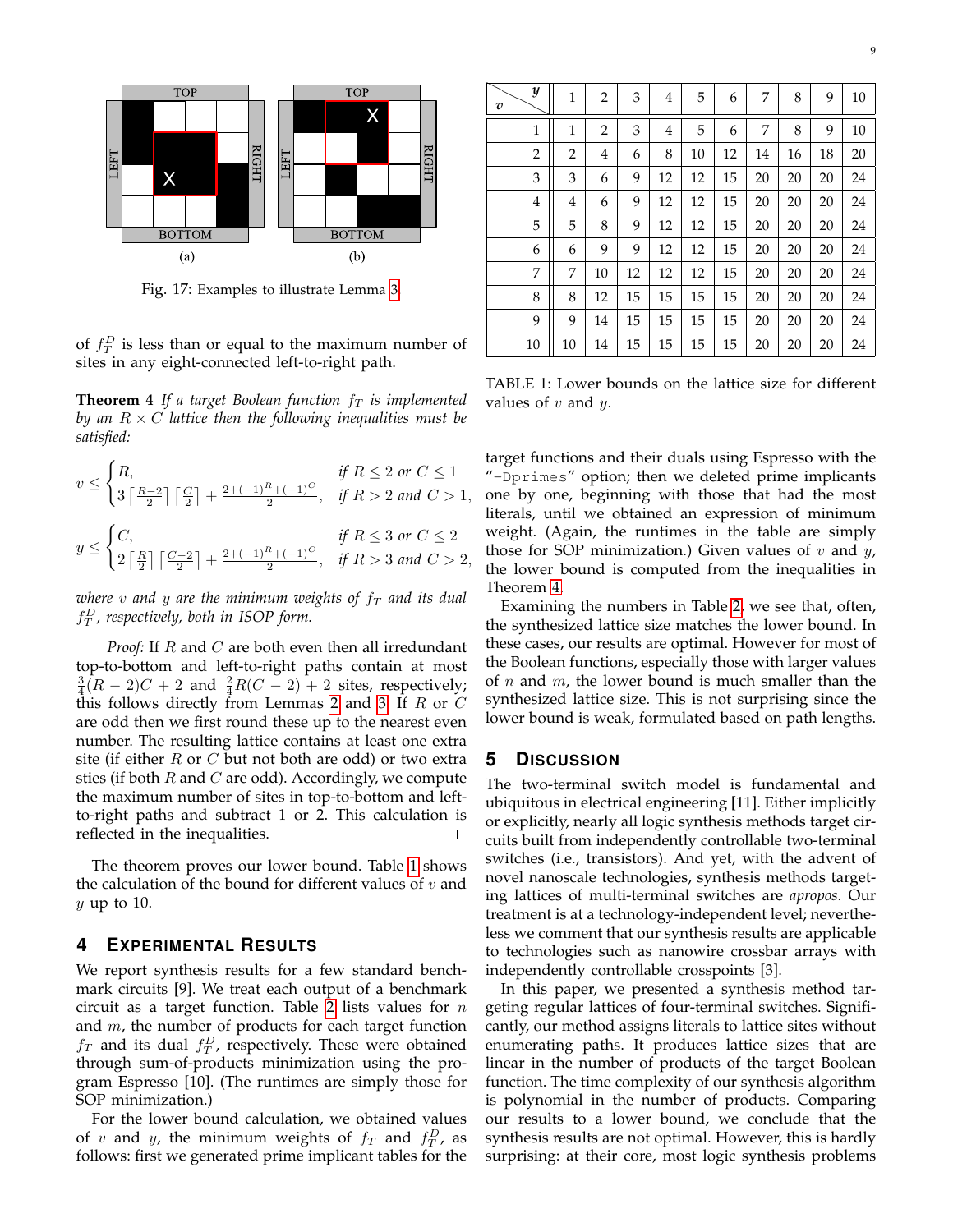Fig. 17: Examples to illustrate Lemma 3

of $f_T^D$ is less than or equal to the maximum number of sites in any eight-connected left-to-right path.

**Theorem 4** *If a target Boolean function $f_T$ is implemented by an $R \times C$ lattice then the following inequalities must be satisfied:*

$$v \leq \begin{cases} R, & \text{if } R \leq 2 \text{ or } C \leq 1 \\ 3\left\lceil \frac{R-2}{2} \right\rceil \left\lceil \frac{C}{2} \right\rceil + \frac{2+(-1)^R+(-1)^C}{2}, & \text{if } R > 2 \text{ and } C > 1, \end{cases}$$

$$y \leq \begin{cases} C, & \text{if } R \leq 3 \text{ or } C \leq 2 \\ 2\left\lceil \frac{R}{2} \right\rceil \left\lceil \frac{C-2}{2} \right\rceil + \frac{2+(-1)^R+(-1)^C}{2}, & \text{if } R > 3 \text{ and } C > 2, \end{cases}$$

*where $v$ and $y$ are the minimum weights of $f_T$ and its dual $f_T^D$, respectively, both in ISOP form.*

*Proof:* If $R$ and $C$ are both even then all irredundant top-to-bottom and left-to-right paths contain at most $\frac{3}{4}(R-2)C + 2$ and $\frac{2}{4}R(C-2) + 2$ sites, respectively; this follows directly from Lemmas 2 and 3. If $R$ or $C$ are odd then we first round these up to the nearest even number. The resulting lattice contains at least one extra site (if either $R$ or $C$ but not both are odd) or two extra sties (if both $R$ and $C$ are odd). Accordingly, we compute the maximum number of sites in top-to-bottom and left-to-right paths and subtract 1 or 2. This calculation is reflected in the inequalities. □

The theorem proves our lower bound. Table 1 shows the calculation of the bound for different values of $v$ and $y$ up to 10.

## 4 Experimental Results

We report synthesis results for a few standard benchmark circuits [9]. We treat each output of a benchmark circuit as a target function. Table 2 lists values for $n$ and $m$, the number of products for each target function $f_T$ and its dual $f_T^D$, respectively. These were obtained through sum-of-products minimization using the program Espresso [10]. (The runtimes are simply those for SOP minimization.)

For the lower bound calculation, we obtained values of $v$ and $y$, the minimum weights of $f_T$ and $f_T^D$, as follows: first we generated prime implicant tables for the target functions and their duals using Espresso with the "-Dprimes" option; then we deleted prime implicants one by one, beginning with those that had the most literals, until we obtained an expression of minimum weight. (Again, the runtimes in the table are simply those for SOP minimization.) Given values of $v$ and $y$, the lower bound is computed from the inequalities in Theorem 4.

| $v$ \ $y$ | 1 | 2 | 3 | 4 | 5 | 6 | 7 | 8 | 9 | 10 |
|---|---|---|---|---|---|---|---|---|---|---|
| 1 | 1 | 2 | 3 | 4 | 5 | 6 | 7 | 8 | 9 | 10 |
| 2 | 2 | 4 | 6 | 8 | 10 | 12 | 14 | 16 | 18 | 20 |
| 3 | 3 | 6 | 9 | 12 | 12 | 15 | 20 | 20 | 20 | 24 |
| 4 | 4 | 6 | 9 | 12 | 12 | 15 | 20 | 20 | 20 | 24 |
| 5 | 5 | 8 | 9 | 12 | 12 | 15 | 20 | 20 | 20 | 24 |
| 6 | 6 | 9 | 9 | 12 | 12 | 15 | 20 | 20 | 20 | 24 |
| 7 | 7 | 10 | 12 | 12 | 12 | 15 | 20 | 20 | 20 | 24 |
| 8 | 8 | 12 | 15 | 15 | 15 | 15 | 20 | 20 | 20 | 24 |
| 9 | 9 | 14 | 15 | 15 | 15 | 15 | 20 | 20 | 20 | 24 |
| 10 | 10 | 14 | 15 | 15 | 15 | 15 | 20 | 20 | 20 | 24 |

TABLE 1: Lower bounds on the lattice size for different values of $v$ and $y$.

Examining the numbers in Table 2, we see that, often, the synthesized lattice size matches the lower bound. In these cases, our results are optimal. However for most of the Boolean functions, especially those with larger values of $n$ and $m$, the lower bound is much smaller than the synthesized lattice size. This is not surprising since the lower bound is weak, formulated based on path lengths.

## 5 Discussion

The two-terminal switch model is fundamental and ubiquitous in electrical engineering [11]. Either implicitly or explicitly, nearly all logic synthesis methods target circuits built from independently controllable two-terminal switches (i.e., transistors). And yet, with the advent of novel nanoscale technologies, synthesis methods targeting lattices of multi-terminal switches are *apropos*. Our treatment is at a technology-independent level; nevertheless we comment that our synthesis results are applicable to technologies such as nanowire crossbar arrays with independently controllable crosspoints [3].

In this paper, we presented a synthesis method targeting regular lattices of four-terminal switches. Significantly, our method assigns literals to lattice sites without enumerating paths. It produces lattice sizes that are linear in the number of products of the target Boolean function. The time complexity of our synthesis algorithm is polynomial in the number of products. Comparing our results to a lower bound, we conclude that the synthesis results are not optimal. However, this is hardly surprising: at their core, most logic synthesis problems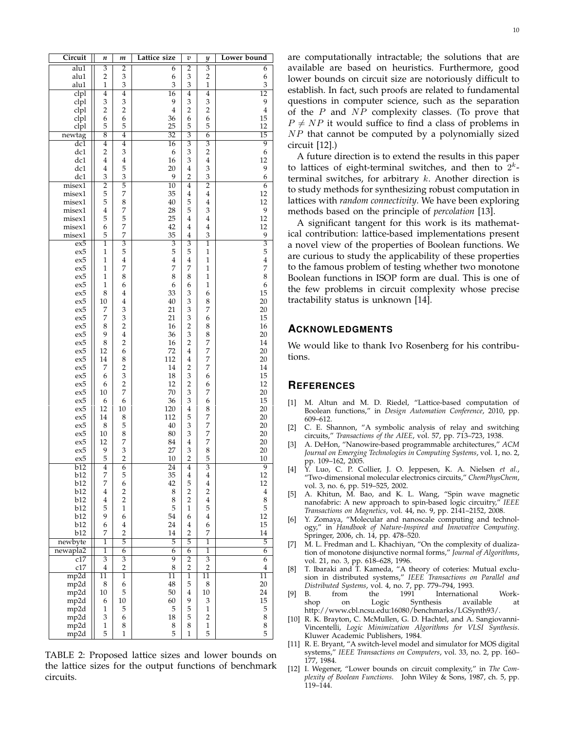| Circuit | $n$ | $m$ | Lattice size | $v$ | $y$ | Lower bound |
|---|---|---|---|---|---|---|
| alu1 | 3 | 2 | 6 | 2 | 3 | 6 |
| alu1 | 2 | 3 | 6 | 3 | 2 | 6 |
| alu1 | 1 | 3 | 3 | 3 | 1 | 3 |
| clpl | 4 | 4 | 16 | 4 | 4 | 12 |
| clpl | 3 | 3 | 9 | 3 | 3 | 9 |
| clpl | 2 | 2 | 4 | 2 | 2 | 4 |
| clpl | 6 | 6 | 36 | 6 | 6 | 15 |
| clpl | 5 | 5 | 25 | 5 | 5 | 12 |
| newtag | 8 | 4 | 32 | 3 | 6 | 15 |
| dc1 | 4 | 4 | 16 | 3 | 3 | 9 |
| dc1 | 2 | 3 | 6 | 3 | 2 | 6 |
| dc1 | 4 | 4 | 16 | 3 | 4 | 12 |
| dc1 | 4 | 5 | 20 | 4 | 3 | 9 |
| dc1 | 3 | 3 | 9 | 2 | 3 | 6 |
| misex1 | 2 | 5 | 10 | 4 | 2 | 6 |
| misex1 | 5 | 7 | 35 | 4 | 4 | 12 |
| misex1 | 5 | 8 | 40 | 5 | 4 | 12 |
| misex1 | 4 | 7 | 28 | 5 | 3 | 9 |
| misex1 | 5 | 5 | 25 | 4 | 4 | 12 |
| misex1 | 6 | 7 | 42 | 4 | 4 | 12 |
| misex1 | 5 | 7 | 35 | 4 | 3 | 9 |
| ex5 | 1 | 3 | 3 | 3 | 1 | 3 |
| ex5 | 1 | 5 | 5 | 5 | 1 | 5 |
| ex5 | 1 | 4 | 4 | 4 | 1 | 4 |
| ex5 | 1 | 7 | 7 | 7 | 1 | 7 |
| ex5 | 1 | 8 | 8 | 8 | 1 | 8 |
| ex5 | 1 | 6 | 6 | 6 | 1 | 6 |
| ex5 | 8 | 4 | 33 | 3 | 6 | 15 |
| ex5 | 10 | 4 | 40 | 3 | 8 | 20 |
| ex5 | 7 | 3 | 21 | 3 | 7 | 20 |
| ex5 | 7 | 3 | 21 | 3 | 6 | 15 |
| ex5 | 8 | 2 | 16 | 2 | 8 | 16 |
| ex5 | 9 | 4 | 36 | 3 | 8 | 20 |
| ex5 | 8 | 2 | 16 | 2 | 7 | 14 |
| ex5 | 12 | 6 | 72 | 4 | 7 | 20 |
| ex5 | 14 | 8 | 112 | 4 | 7 | 20 |
| ex5 | 7 | 2 | 14 | 2 | 7 | 14 |
| ex5 | 6 | 3 | 18 | 3 | 6 | 15 |
| ex5 | 6 | 2 | 12 | 2 | 6 | 12 |
| ex5 | 10 | 7 | 70 | 3 | 7 | 20 |
| ex5 | 6 | 6 | 36 | 3 | 6 | 15 |
| ex5 | 12 | 10 | 120 | 4 | 8 | 20 |
| ex5 | 14 | 8 | 112 | 5 | 7 | 20 |
| ex5 | 8 | 5 | 40 | 3 | 7 | 20 |
| ex5 | 10 | 8 | 80 | 3 | 7 | 20 |
| ex5 | 12 | 7 | 84 | 4 | 7 | 20 |
| ex5 | 9 | 3 | 27 | 3 | 8 | 20 |
| ex5 | 5 | 2 | 10 | 2 | 5 | 10 |
| b12 | 4 | 6 | 24 | 4 | 3 | 9 |
| b12 | 7 | 5 | 35 | 4 | 4 | 12 |
| b12 | 7 | 6 | 42 | 5 | 4 | 12 |
| b12 | 4 | 2 | 8 | 2 | 2 | 4 |
| b12 | 4 | 2 | 8 | 2 | 4 | 8 |
| b12 | 5 | 1 | 5 | 1 | 5 | 5 |
| b12 | 9 | 6 | 54 | 6 | 4 | 12 |
| b12 | 6 | 4 | 24 | 4 | 6 | 15 |
| b12 | 7 | 2 | 14 | 2 | 7 | 14 |
| newbyte | 1 | 5 | 5 | 5 | 1 | 5 |
| newapla2 | 1 | 6 | 6 | 6 | 1 | 6 |
| c17 | 3 | 3 | 9 | 2 | 3 | 6 |
| c17 | 4 | 2 | 8 | 2 | 2 | 4 |
| mp2d | 11 | 1 | 11 | 1 | 11 | 11 |
| mp2d | 8 | 6 | 48 | 5 | 8 | 20 |
| mp2d | 10 | 5 | 50 | 4 | 10 | 24 |
| mp2d | 6 | 10 | 60 | 9 | 3 | 15 |
| mp2d | 1 | 5 | 5 | 5 | 1 | 5 |
| mp2d | 3 | 6 | 18 | 5 | 2 | 8 |
| mp2d | 1 | 8 | 8 | 8 | 1 | 8 |
| mp2d | 5 | 1 | 5 | 1 | 5 | 5 |

TABLE 2: Proposed lattice sizes and lower bounds on the lattice sizes for the output functions of benchmark circuits.

are computationally intractable; the solutions that are available are based on heuristics. Furthermore, good lower bounds on circuit size are notoriously difficult to establish. In fact, such proofs are related to fundamental questions in computer science, such as the separation of the $P$ and $NP$ complexity classes. (To prove that $P \neq NP$ it would suffice to find a class of problems in $NP$ that cannot be computed by a polynomially sized circuit [12].)

A future direction is to extend the results in this paper to lattices of eight-terminal switches, and then to $2^k$-terminal switches, for arbitrary $k$. Another direction is to study methods for synthesizing robust computation in lattices with *random connectivity*. We have been exploring methods based on the principle of *percolation* [13].

A significant tangent for this work is its mathematical contribution: lattice-based implementations present a novel view of the properties of Boolean functions. We are curious to study the applicability of these properties to the famous problem of testing whether two monotone Boolean functions in ISOP form are dual. This is one of the few problems in circuit complexity whose precise tractability status is unknown [14].

## Acknowledgments

We would like to thank Ivo Rosenberg for his contributions.

## References

[1] M. Altun and M. D. Riedel, "Lattice-based computation of Boolean functions," in *Design Automation Conference*, 2010, pp. 609–612.

[2] C. E. Shannon, "A symbolic analysis of relay and switching circuits," *Transactions of the AIEE*, vol. 57, pp. 713–723, 1938.

[3] A. DeHon, "Nanowire-based programmable architectures," *ACM Journal on Emerging Technologies in Computing Systems*, vol. 1, no. 2, pp. 109–162, 2005.

[4] Y. Luo, C. P. Collier, J. O. Jeppesen, K. A. Nielsen *et al.*, "Two-dimensional molecular electronics circuits," *ChemPhysChem*, vol. 3, no. 6, pp. 519–525, 2002.

[5] A. Khitun, M. Bao, and K. L. Wang, "Spin wave magnetic nanofabric: A new approach to spin-based logic circuitry," *IEEE Transactions on Magnetics*, vol. 44, no. 9, pp. 2141–2152, 2008.

[6] Y. Zomaya, "Molecular and nanoscale computing and technology," in *Handbook of Nature-Inspired and Innovative Computing*. Springer, 2006, ch. 14, pp. 478–520.

[7] M. L. Fredman and L. Khachiyan, "On the complexity of dualization of monotone disjunctive normal forms," *Journal of Algorithms*, vol. 21, no. 3, pp. 618–628, 1996.

[8] T. Ibaraki and T. Kameda, "A theory of coteries: Mutual exclusion in distributed systems," *IEEE Transactions on Parallel and Distributed Systems*, vol. 4, no. 7, pp. 779–794, 1993.

[9] B. from the 1991 International Workshop on Logic Synthesis available at http://www.cbl.ncsu.edu:16080/benchmarks/LGSynth93/.

[10] R. K. Brayton, C. McMullen, G. D. Hachtel, and A. Sangiovanni-Vincentelli, *Logic Minimization Algorithms for VLSI Synthesis*. Kluwer Academic Publishers, 1984.

[11] R. E. Bryant, "A switch-level model and simulator for MOS digital systems," *IEEE Transactions on Computers*, vol. 33, no. 2, pp. 160–177, 1984.

[12] I. Wegener, "Lower bounds on circuit complexity," in *The Complexity of Boolean Functions*. John Wiley & Sons, 1987, ch. 5, pp. 119–144.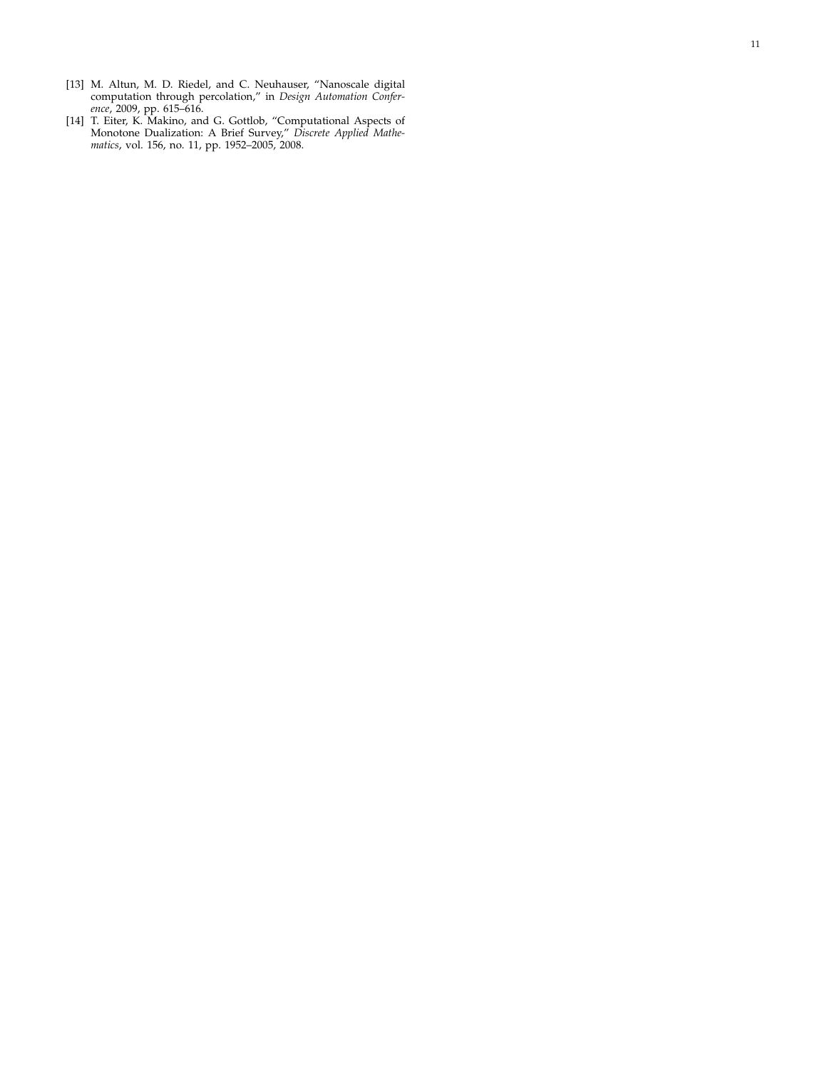[13] M. Altun, M. D. Riedel, and C. Neuhauser, "Nanoscale digital computation through percolation," in *Design Automation Conference*, 2009, pp. 615–616.

[14] T. Eiter, K. Makino, and G. Gottlob, "Computational Aspects of Monotone Dualization: A Brief Survey," *Discrete Applied Mathematics*, vol. 156, no. 11, pp. 1952–2005, 2008.